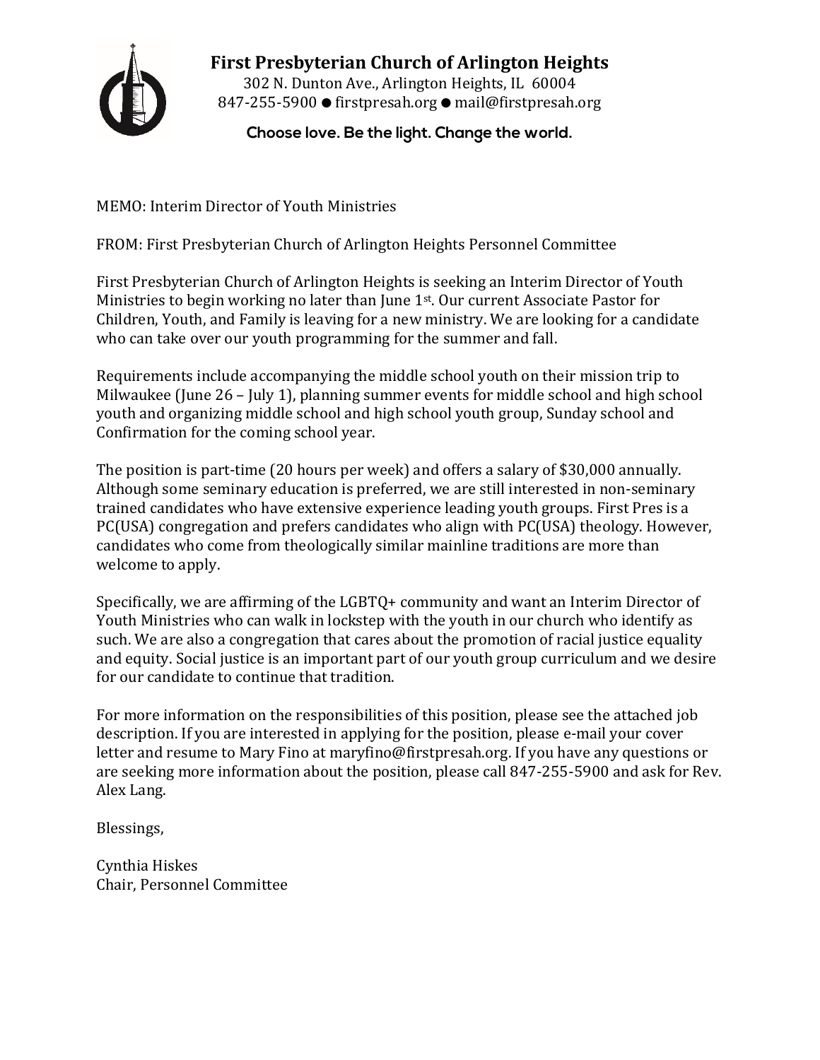# First Presbyterian Church of Arlington Heights

302 N. Dunton Ave., Arlington Heights, IL 60004
847-255-5900 ● firstpresah.org ● mail@firstpresah.org

**Choose love. Be the light. Change the world.**

MEMO: Interim Director of Youth Ministries

FROM: First Presbyterian Church of Arlington Heights Personnel Committee

First Presbyterian Church of Arlington Heights is seeking an Interim Director of Youth Ministries to begin working no later than June 1st. Our current Associate Pastor for Children, Youth, and Family is leaving for a new ministry. We are looking for a candidate who can take over our youth programming for the summer and fall.

Requirements include accompanying the middle school youth on their mission trip to Milwaukee (June 26 – July 1), planning summer events for middle school and high school youth and organizing middle school and high school youth group, Sunday school and Confirmation for the coming school year.

The position is part-time (20 hours per week) and offers a salary of $30,000 annually. Although some seminary education is preferred, we are still interested in non-seminary trained candidates who have extensive experience leading youth groups. First Pres is a PC(USA) congregation and prefers candidates who align with PC(USA) theology. However, candidates who come from theologically similar mainline traditions are more than welcome to apply.

Specifically, we are affirming of the LGBTQ+ community and want an Interim Director of Youth Ministries who can walk in lockstep with the youth in our church who identify as such. We are also a congregation that cares about the promotion of racial justice equality and equity. Social justice is an important part of our youth group curriculum and we desire for our candidate to continue that tradition.

For more information on the responsibilities of this position, please see the attached job description. If you are interested in applying for the position, please e-mail your cover letter and resume to Mary Fino at maryfino@firstpresah.org. If you have any questions or are seeking more information about the position, please call 847-255-5900 and ask for Rev. Alex Lang.

Blessings,

Cynthia Hiskes
Chair, Personnel Committee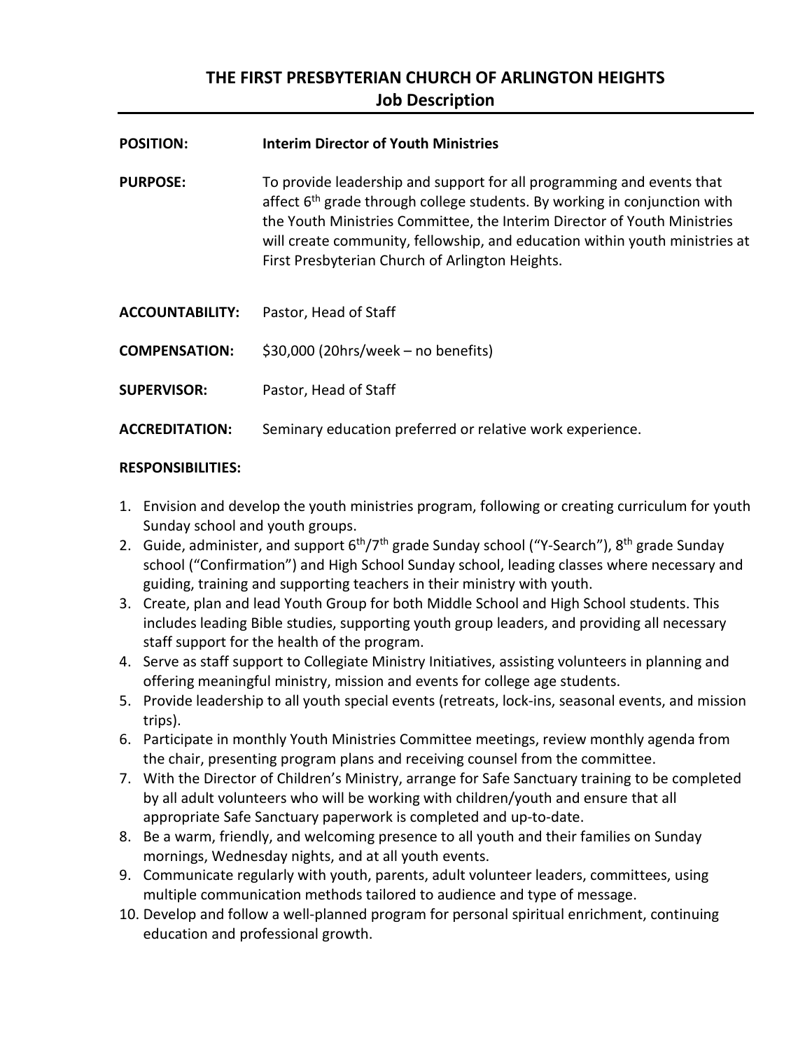# THE FIRST PRESBYTERIAN CHURCH OF ARLINGTON HEIGHTS
## Job Description

**POSITION:** **Interim Director of Youth Ministries**

**PURPOSE:** To provide leadership and support for all programming and events that affect 6th grade through college students. By working in conjunction with the Youth Ministries Committee, the Interim Director of Youth Ministries will create community, fellowship, and education within youth ministries at First Presbyterian Church of Arlington Heights.

**ACCOUNTABILITY:** Pastor, Head of Staff

**COMPENSATION:** $30,000 (20hrs/week – no benefits)

**SUPERVISOR:** Pastor, Head of Staff

**ACCREDITATION:** Seminary education preferred or relative work experience.

**RESPONSIBILITIES:**

1. Envision and develop the youth ministries program, following or creating curriculum for youth Sunday school and youth groups.
2. Guide, administer, and support 6th/7th grade Sunday school ("Y-Search"), 8th grade Sunday school ("Confirmation") and High School Sunday school, leading classes where necessary and guiding, training and supporting teachers in their ministry with youth.
3. Create, plan and lead Youth Group for both Middle School and High School students. This includes leading Bible studies, supporting youth group leaders, and providing all necessary staff support for the health of the program.
4. Serve as staff support to Collegiate Ministry Initiatives, assisting volunteers in planning and offering meaningful ministry, mission and events for college age students.
5. Provide leadership to all youth special events (retreats, lock-ins, seasonal events, and mission trips).
6. Participate in monthly Youth Ministries Committee meetings, review monthly agenda from the chair, presenting program plans and receiving counsel from the committee.
7. With the Director of Children's Ministry, arrange for Safe Sanctuary training to be completed by all adult volunteers who will be working with children/youth and ensure that all appropriate Safe Sanctuary paperwork is completed and up-to-date.
8. Be a warm, friendly, and welcoming presence to all youth and their families on Sunday mornings, Wednesday nights, and at all youth events.
9. Communicate regularly with youth, parents, adult volunteer leaders, committees, using multiple communication methods tailored to audience and type of message.
10. Develop and follow a well-planned program for personal spiritual enrichment, continuing education and professional growth.